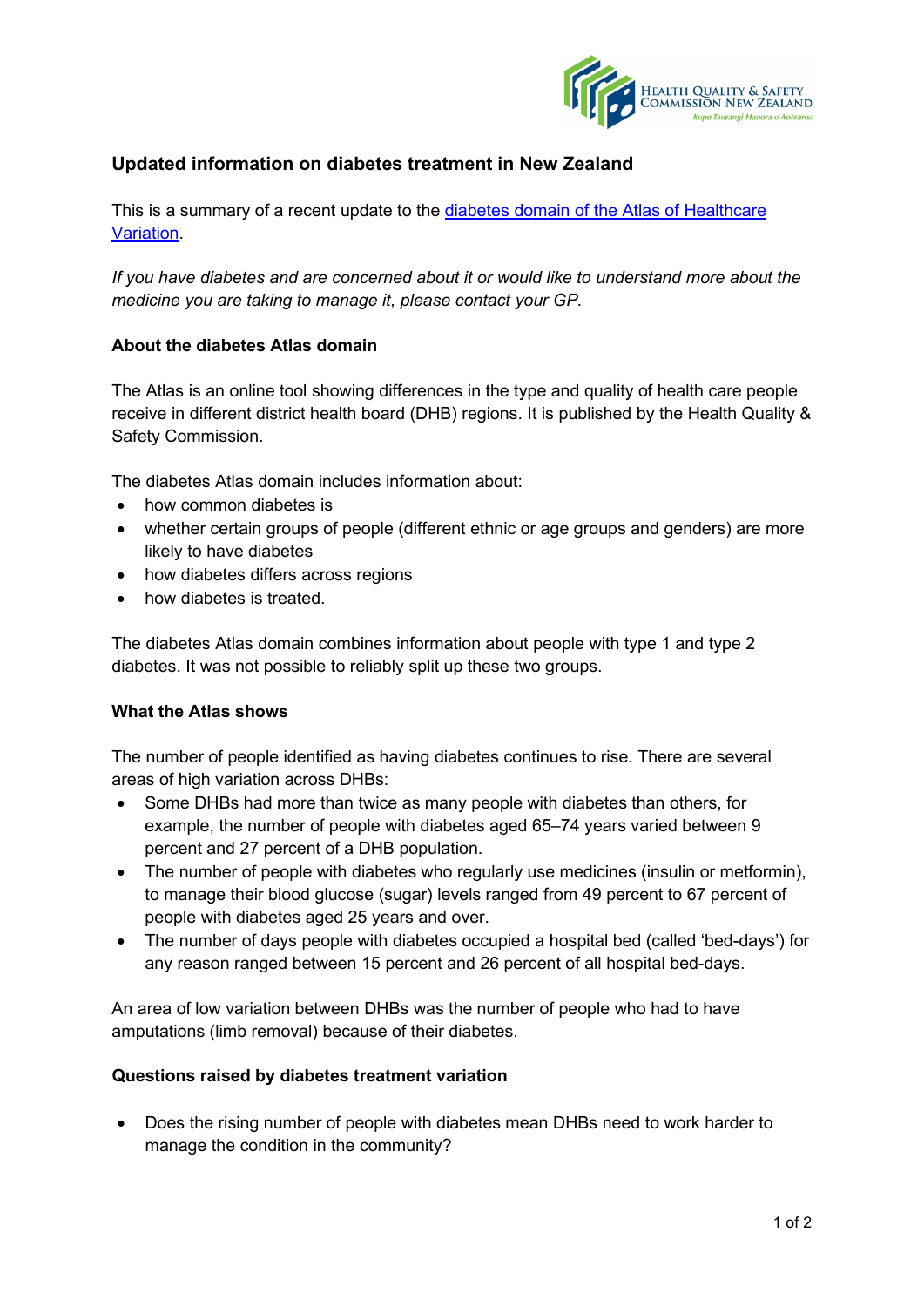## Updated information on diabetes treatment in New Zealand

This is a summary of a recent update to the [diabetes domain of the Atlas of Healthcare Variation](diabetes domain of the Atlas of Healthcare Variation).

*If you have diabetes and are concerned about it or would like to understand more about the medicine you are taking to manage it, please contact your GP.*

### About the diabetes Atlas domain

The Atlas is an online tool showing differences in the type and quality of health care people receive in different district health board (DHB) regions. It is published by the Health Quality & Safety Commission.

The diabetes Atlas domain includes information about:

- how common diabetes is
- whether certain groups of people (different ethnic or age groups and genders) are more likely to have diabetes
- how diabetes differs across regions
- how diabetes is treated.

The diabetes Atlas domain combines information about people with type 1 and type 2 diabetes. It was not possible to reliably split up these two groups.

### What the Atlas shows

The number of people identified as having diabetes continues to rise. There are several areas of high variation across DHBs:

- Some DHBs had more than twice as many people with diabetes than others, for example, the number of people with diabetes aged 65–74 years varied between 9 percent and 27 percent of a DHB population.
- The number of people with diabetes who regularly use medicines (insulin or metformin), to manage their blood glucose (sugar) levels ranged from 49 percent to 67 percent of people with diabetes aged 25 years and over.
- The number of days people with diabetes occupied a hospital bed (called 'bed-days') for any reason ranged between 15 percent and 26 percent of all hospital bed-days.

An area of low variation between DHBs was the number of people who had to have amputations (limb removal) because of their diabetes.

### Questions raised by diabetes treatment variation

- Does the rising number of people with diabetes mean DHBs need to work harder to manage the condition in the community?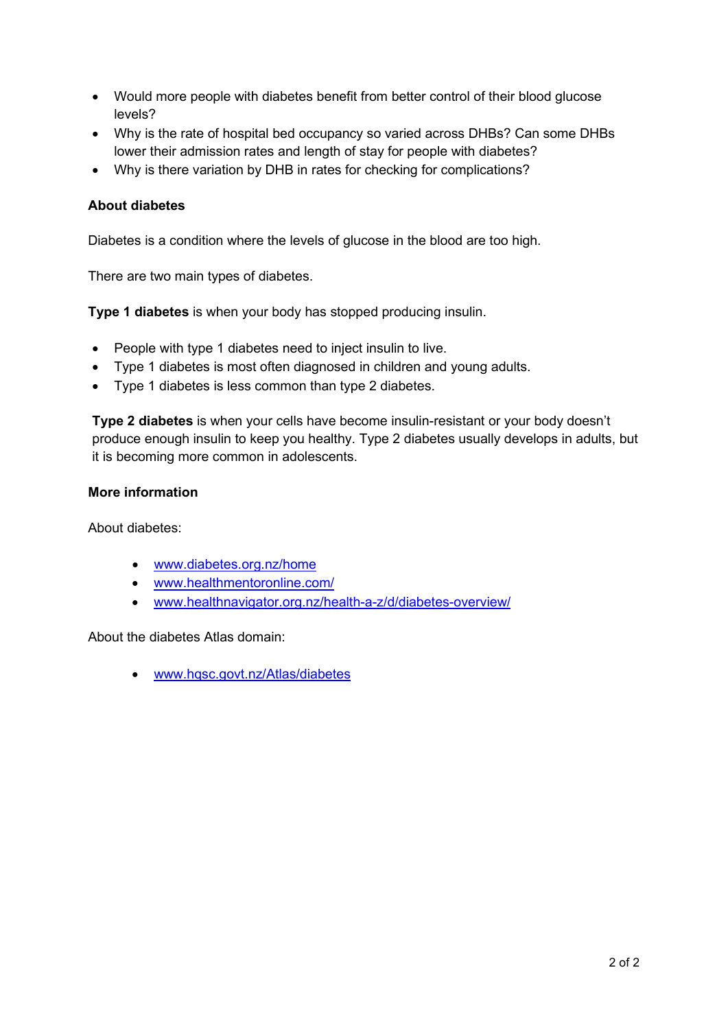- Would more people with diabetes benefit from better control of their blood glucose levels?
- Why is the rate of hospital bed occupancy so varied across DHBs? Can some DHBs lower their admission rates and length of stay for people with diabetes?
- Why is there variation by DHB in rates for checking for complications?

## About diabetes

Diabetes is a condition where the levels of glucose in the blood are too high.

There are two main types of diabetes.

**Type 1 diabetes** is when your body has stopped producing insulin.

- People with type 1 diabetes need to inject insulin to live.
- Type 1 diabetes is most often diagnosed in children and young adults.
- Type 1 diabetes is less common than type 2 diabetes.

**Type 2 diabetes** is when your cells have become insulin-resistant or your body doesn't produce enough insulin to keep you healthy. Type 2 diabetes usually develops in adults, but it is becoming more common in adolescents.

## More information

About diabetes:

- www.diabetes.org.nz/home
- www.healthmentoronline.com/
- www.healthnavigator.org.nz/health-a-z/d/diabetes-overview/

About the diabetes Atlas domain:

- www.hqsc.govt.nz/Atlas/diabetes